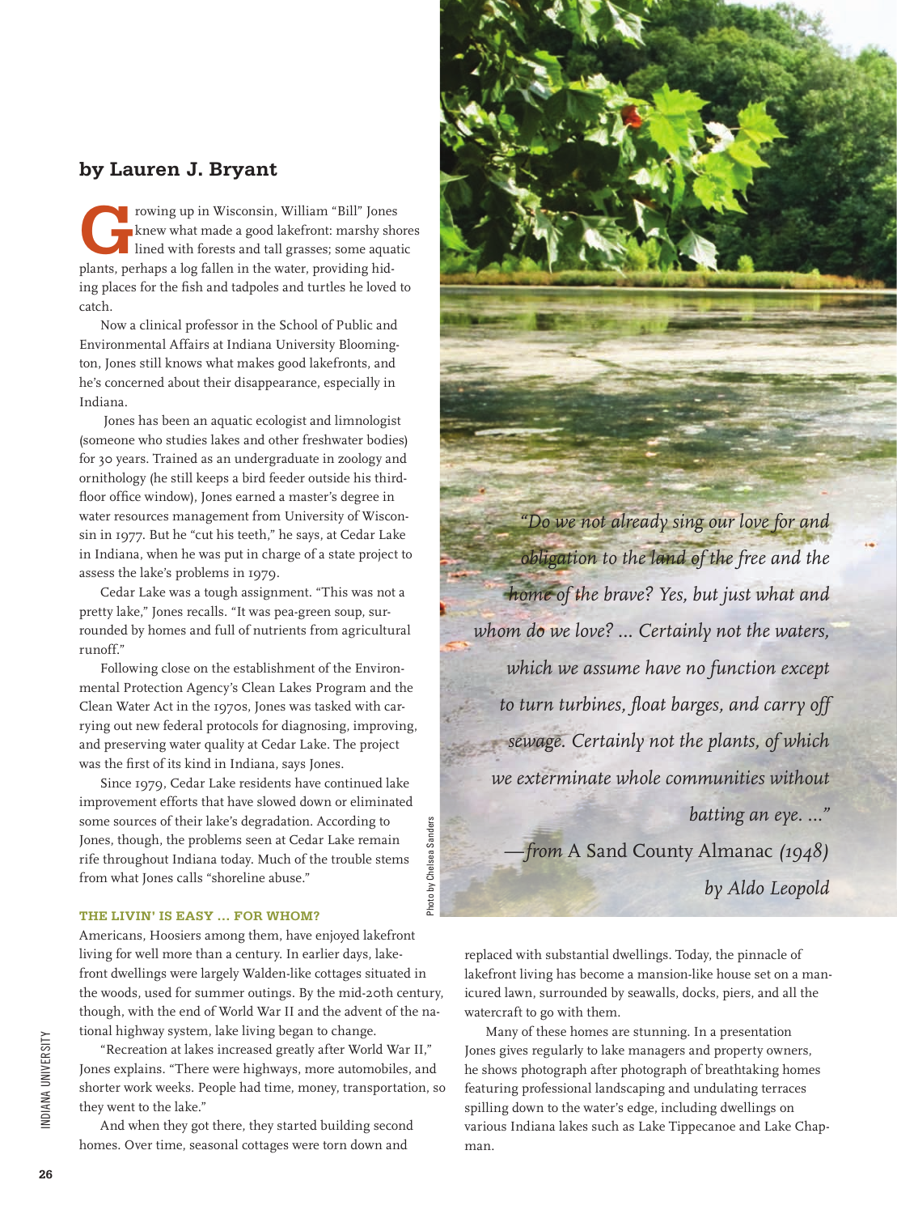**by Lauren J. Bryant**

Growing up in Wisconsin, William "Bill" Jones knew what made a good lakefront: marshy shores lined with forests and tall grasses; some aquatic plants, perhaps a log fallen in the water, providing hiding places for the fish and tadpoles and turtles he loved to catch.

Now a clinical professor in the School of Public and Environmental Affairs at Indiana University Bloomington, Jones still knows what makes good lakefronts, and he's concerned about their disappearance, especially in Indiana.

Jones has been an aquatic ecologist and limnologist (someone who studies lakes and other freshwater bodies) for 30 years. Trained as an undergraduate in zoology and ornithology (he still keeps a bird feeder outside his third-floor office window), Jones earned a master's degree in water resources management from University of Wisconsin in 1977. But he "cut his teeth," he says, at Cedar Lake in Indiana, when he was put in charge of a state project to assess the lake's problems in 1979.

Cedar Lake was a tough assignment. "This was not a pretty lake," Jones recalls. "It was pea-green soup, surrounded by homes and full of nutrients from agricultural runoff."

Following close on the establishment of the Environmental Protection Agency's Clean Lakes Program and the Clean Water Act in the 1970s, Jones was tasked with carrying out new federal protocols for diagnosing, improving, and preserving water quality at Cedar Lake. The project was the first of its kind in Indiana, says Jones.

Since 1979, Cedar Lake residents have continued lake improvement efforts that have slowed down or eliminated some sources of their lake's degradation. According to Jones, though, the problems seen at Cedar Lake remain rife throughout Indiana today. Much of the trouble stems from what Jones calls "shoreline abuse."

*"Do we not already sing our love for and obligation to the land of the free and the home of the brave? Yes, but just what and whom do we love? … Certainly not the waters, which we assume have no function except to turn turbines, float barges, and carry off sewage. Certainly not the plants, of which we exterminate whole communities without batting an eye. …"*

*—from* A Sand County Almanac *(1948) by Aldo Leopold*

Photo by Chelsea Sanders

### THE LIVIN' IS EASY … FOR WHOM?

Americans, Hoosiers among them, have enjoyed lakefront living for well more than a century. In earlier days, lakefront dwellings were largely Walden-like cottages situated in the woods, used for summer outings. By the mid-20th century, though, with the end of World War II and the advent of the national highway system, lake living began to change.

"Recreation at lakes increased greatly after World War II," Jones explains. "There were highways, more automobiles, and shorter work weeks. People had time, money, transportation, so they went to the lake."

And when they got there, they started building second homes. Over time, seasonal cottages were torn down and replaced with substantial dwellings. Today, the pinnacle of lakefront living has become a mansion-like house set on a manicured lawn, surrounded by seawalls, docks, piers, and all the watercraft to go with them.

Many of these homes are stunning. In a presentation Jones gives regularly to lake managers and property owners, he shows photograph after photograph of breathtaking homes featuring professional landscaping and undulating terraces spilling down to the water's edge, including dwellings on various Indiana lakes such as Lake Tippecanoe and Lake Chapman.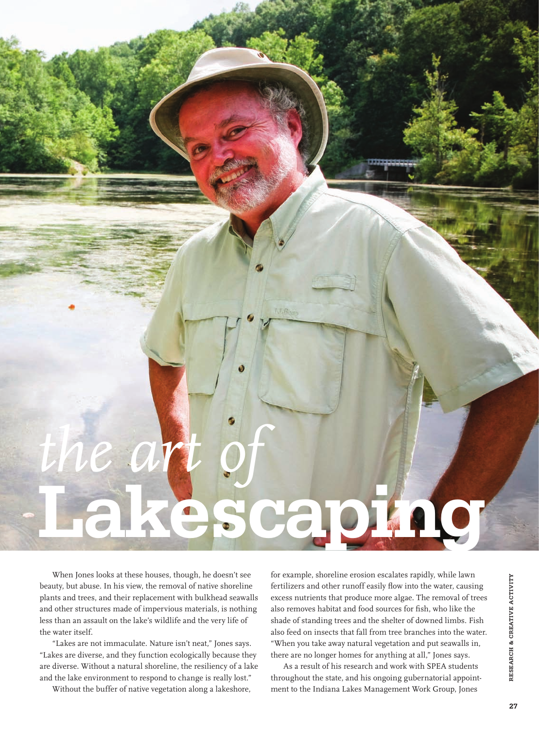# *the art of* Lakescaping

When Jones looks at these houses, though, he doesn't see beauty, but abuse. In his view, the removal of native shoreline plants and trees, and their replacement with bulkhead seawalls and other structures made of impervious materials, is nothing less than an assault on the lake's wildlife and the very life of the water itself.

"Lakes are not immaculate. Nature isn't neat," Jones says. "Lakes are diverse, and they function ecologically because they are diverse. Without a natural shoreline, the resiliency of a lake and the lake environment to respond to change is really lost."

Without the buffer of native vegetation along a lakeshore, for example, shoreline erosion escalates rapidly, while lawn fertilizers and other runoff easily flow into the water, causing excess nutrients that produce more algae. The removal of trees also removes habitat and food sources for fish, who like the shade of standing trees and the shelter of downed limbs. Fish also feed on insects that fall from tree branches into the water. "When you take away natural vegetation and put seawalls in, there are no longer homes for anything at all," Jones says.

As a result of his research and work with SPEA students throughout the state, and his ongoing gubernatorial appointment to the Indiana Lakes Management Work Group, Jones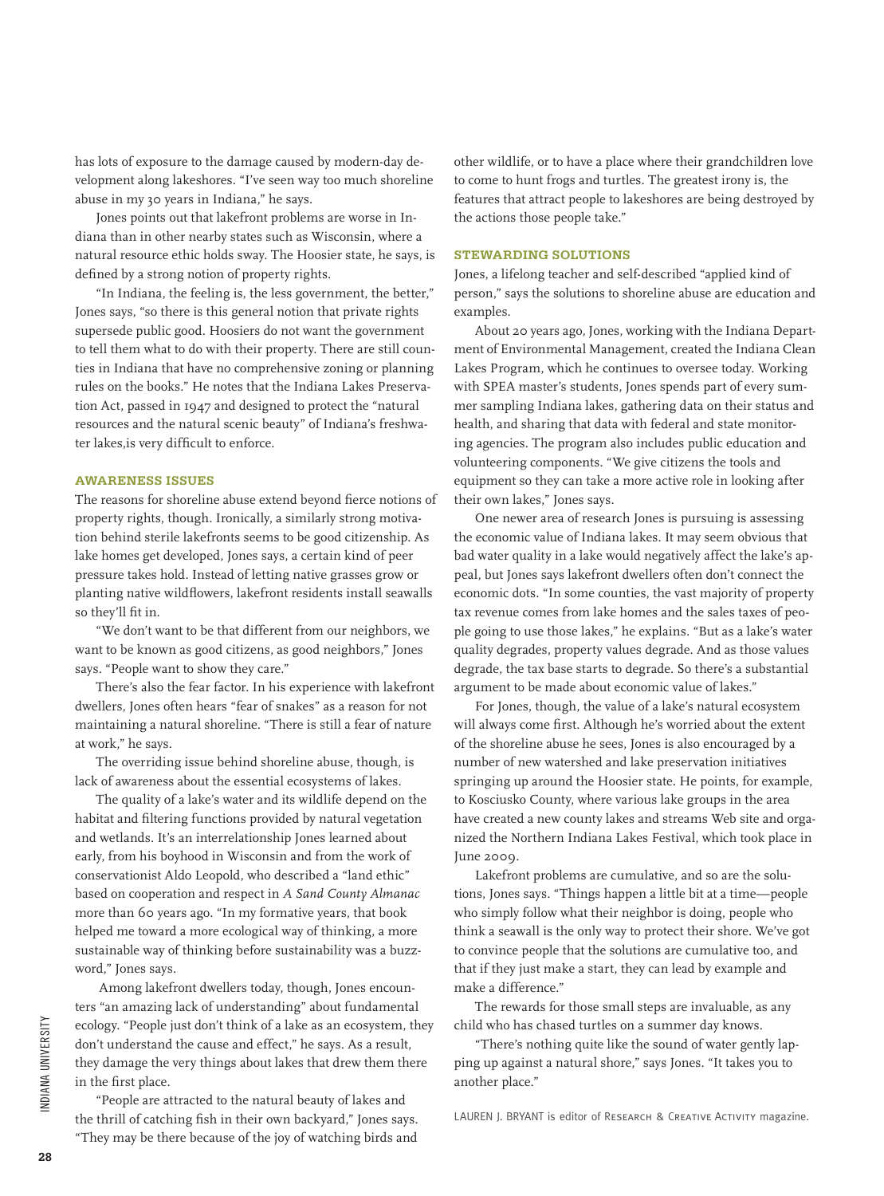has lots of exposure to the damage caused by modern-day development along lakeshores. "I've seen way too much shoreline abuse in my 30 years in Indiana," he says.

Jones points out that lakefront problems are worse in Indiana than in other nearby states such as Wisconsin, where a natural resource ethic holds sway. The Hoosier state, he says, is defined by a strong notion of property rights.

"In Indiana, the feeling is, the less government, the better," Jones says, "so there is this general notion that private rights supersede public good. Hoosiers do not want the government to tell them what to do with their property. There are still counties in Indiana that have no comprehensive zoning or planning rules on the books." He notes that the Indiana Lakes Preservation Act, passed in 1947 and designed to protect the "natural resources and the natural scenic beauty" of Indiana's freshwater lakes,is very difficult to enforce.

## AWARENESS ISSUES

The reasons for shoreline abuse extend beyond fierce notions of property rights, though. Ironically, a similarly strong motivation behind sterile lakefronts seems to be good citizenship. As lake homes get developed, Jones says, a certain kind of peer pressure takes hold. Instead of letting native grasses grow or planting native wildflowers, lakefront residents install seawalls so they'll fit in.

"We don't want to be that different from our neighbors, we want to be known as good citizens, as good neighbors," Jones says. "People want to show they care."

There's also the fear factor. In his experience with lakefront dwellers, Jones often hears "fear of snakes" as a reason for not maintaining a natural shoreline. "There is still a fear of nature at work," he says.

The overriding issue behind shoreline abuse, though, is lack of awareness about the essential ecosystems of lakes.

The quality of a lake's water and its wildlife depend on the habitat and filtering functions provided by natural vegetation and wetlands. It's an interrelationship Jones learned about early, from his boyhood in Wisconsin and from the work of conservationist Aldo Leopold, who described a "land ethic" based on cooperation and respect in *A Sand County Almanac* more than 60 years ago. "In my formative years, that book helped me toward a more ecological way of thinking, a more sustainable way of thinking before sustainability was a buzzword," Jones says.

Among lakefront dwellers today, though, Jones encounters "an amazing lack of understanding" about fundamental ecology. "People just don't think of a lake as an ecosystem, they don't understand the cause and effect," he says. As a result, they damage the very things about lakes that drew them there in the first place.

"People are attracted to the natural beauty of lakes and the thrill of catching fish in their own backyard," Jones says. "They may be there because of the joy of watching birds and other wildlife, or to have a place where their grandchildren love to come to hunt frogs and turtles. The greatest irony is, the features that attract people to lakeshores are being destroyed by the actions those people take."

## STEWARDING SOLUTIONS

Jones, a lifelong teacher and self-described "applied kind of person," says the solutions to shoreline abuse are education and examples.

About 20 years ago, Jones, working with the Indiana Department of Environmental Management, created the Indiana Clean Lakes Program, which he continues to oversee today. Working with SPEA master's students, Jones spends part of every summer sampling Indiana lakes, gathering data on their status and health, and sharing that data with federal and state monitoring agencies. The program also includes public education and volunteering components. "We give citizens the tools and equipment so they can take a more active role in looking after their own lakes," Jones says.

One newer area of research Jones is pursuing is assessing the economic value of Indiana lakes. It may seem obvious that bad water quality in a lake would negatively affect the lake's appeal, but Jones says lakefront dwellers often don't connect the economic dots. "In some counties, the vast majority of property tax revenue comes from lake homes and the sales taxes of people going to use those lakes," he explains. "But as a lake's water quality degrades, property values degrade. And as those values degrade, the tax base starts to degrade. So there's a substantial argument to be made about economic value of lakes."

For Jones, though, the value of a lake's natural ecosystem will always come first. Although he's worried about the extent of the shoreline abuse he sees, Jones is also encouraged by a number of new watershed and lake preservation initiatives springing up around the Hoosier state. He points, for example, to Kosciusko County, where various lake groups in the area have created a new county lakes and streams Web site and organized the Northern Indiana Lakes Festival, which took place in June 2009.

Lakefront problems are cumulative, and so are the solutions, Jones says. "Things happen a little bit at a time—people who simply follow what their neighbor is doing, people who think a seawall is the only way to protect their shore. We've got to convince people that the solutions are cumulative too, and that if they just make a start, they can lead by example and make a difference."

The rewards for those small steps are invaluable, as any child who has chased turtles on a summer day knows.

"There's nothing quite like the sound of water gently lapping up against a natural shore," says Jones. "It takes you to another place."

LAUREN J. BRYANT is editor of RESEARCH & CREATIVE ACTIVITY magazine.